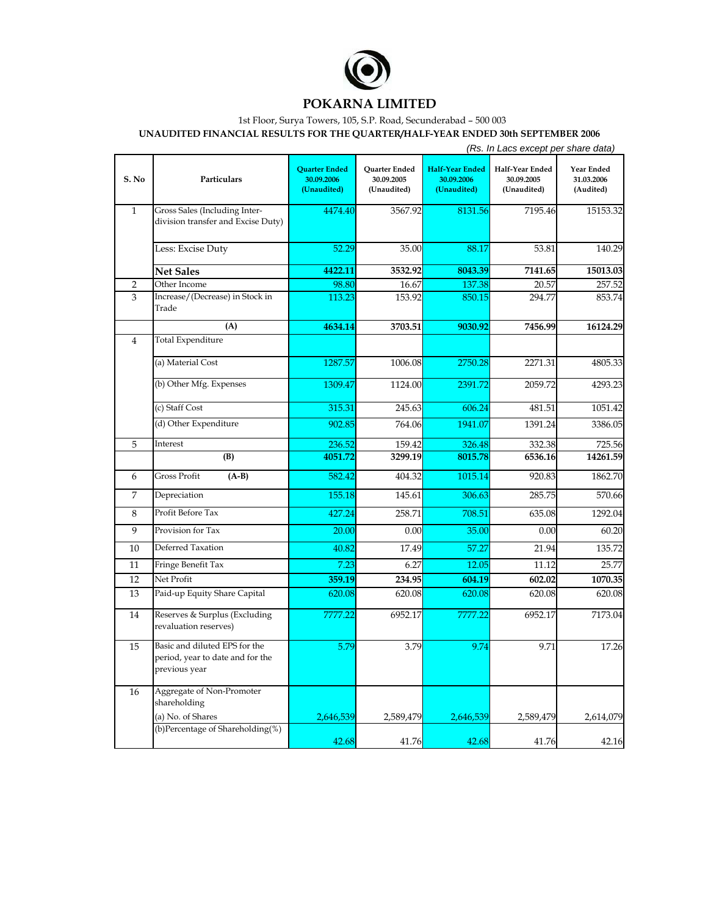# POKARNA LIMITED

1st Floor, Surya Towers, 105, S.P. Road, Secunderabad – 500 003

**UNAUDITED FINANCIAL RESULTS FOR THE QUARTER/HALF-YEAR ENDED 30th SEPTEMBER 2006**

*(Rs. In Lacs except per share data)*

| S. No | Particulars | Quarter Ended 30.09.2006 (Unaudited) | Quarter Ended 30.09.2005 (Unaudited) | Half-Year Ended 30.09.2006 (Unaudited) | Half-Year Ended 30.09.2005 (Unaudited) | Year Ended 31.03.2006 (Audited) |
|---|---|---|---|---|---|---|
| 1 | Gross Sales (Including Inter-division transfer and Excise Duty) | 4474.40 | 3567.92 | 8131.56 | 7195.46 | 15153.32 |
| | Less: Excise Duty | 52.29 | 35.00 | 88.17 | 53.81 | 140.29 |
| | **Net Sales** | **4422.11** | **3532.92** | **8043.39** | **7141.65** | **15013.03** |
| 2 | Other Income | 98.80 | 16.67 | 137.38 | 20.57 | 257.52 |
| 3 | Increase/(Decrease) in Stock in Trade | 113.23 | 153.92 | 850.15 | 294.77 | 853.74 |
| | **(A)** | **4634.14** | **3703.51** | **9030.92** | **7456.99** | **16124.29** |
| 4 | Total Expenditure | | | | | |
| | (a) Material Cost | 1287.57 | 1006.08 | 2750.28 | 2271.31 | 4805.33 |
| | (b) Other Mfg. Expenses | 1309.47 | 1124.00 | 2391.72 | 2059.72 | 4293.23 |
| | (c) Staff Cost | 315.31 | 245.63 | 606.24 | 481.51 | 1051.42 |
| | (d) Other Expenditure | 902.85 | 764.06 | 1941.07 | 1391.24 | 3386.05 |
| 5 | Interest | 236.52 | 159.42 | 326.48 | 332.38 | 725.56 |
| | **(B)** | **4051.72** | **3299.19** | **8015.78** | **6536.16** | **14261.59** |
| 6 | Gross Profit **(A-B)** | 582.42 | 404.32 | 1015.14 | 920.83 | 1862.70 |
| 7 | Depreciation | 155.18 | 145.61 | 306.63 | 285.75 | 570.66 |
| 8 | Profit Before Tax | 427.24 | 258.71 | 708.51 | 635.08 | 1292.04 |
| 9 | Provision for Tax | 20.00 | 0.00 | 35.00 | 0.00 | 60.20 |
| 10 | Deferred Taxation | 40.82 | 17.49 | 57.27 | 21.94 | 135.72 |
| 11 | Fringe Benefit Tax | 7.23 | 6.27 | 12.05 | 11.12 | 25.77 |
| 12 | Net Profit | **359.19** | **234.95** | **604.19** | **602.02** | **1070.35** |
| 13 | Paid-up Equity Share Capital | 620.08 | 620.08 | 620.08 | 620.08 | 620.08 |
| 14 | Reserves & Surplus (Excluding revaluation reserves) | 7777.22 | 6952.17 | 7777.22 | 6952.17 | 7173.04 |
| 15 | Basic and diluted EPS for the period, year to date and for the previous year | 5.79 | 3.79 | 9.74 | 9.71 | 17.26 |
| 16 | Aggregate of Non-Promoter shareholding | | | | | |
| | (a) No. of Shares | 2,646,539 | 2,589,479 | 2,646,539 | 2,589,479 | 2,614,079 |
| | (b)Percentage of Shareholding(%) | 42.68 | 41.76 | 42.68 | 41.76 | 42.16 |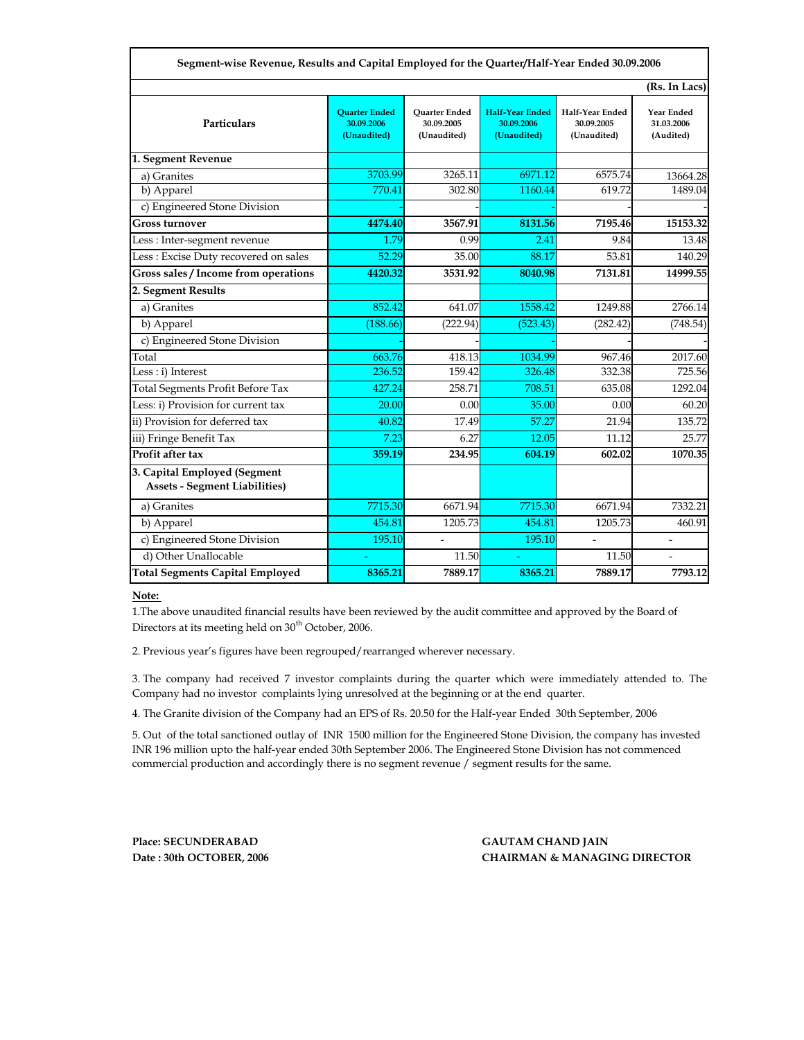## Segment-wise Revenue, Results and Capital Employed for the Quarter/Half-Year Ended 30.09.2006

(Rs. In Lacs)

| Particulars | Quarter Ended 30.09.2006 (Unaudited) | Quarter Ended 30.09.2005 (Unaudited) | Half-Year Ended 30.09.2006 (Unaudited) | Half-Year Ended 30.09.2005 (Unaudited) | Year Ended 31.03.2006 (Audited) |
|---|---|---|---|---|---|
| **1. Segment Revenue** | | | | | |
| a) Granites | 3703.99 | 3265.11 | 6971.12 | 6575.74 | 13664.28 |
| b) Apparel | 770.41 | 302.80 | 1160.44 | 619.72 | 1489.04 |
| c) Engineered Stone Division | - | - | - | - | - |
| **Gross turnover** | **4474.40** | **3567.91** | **8131.56** | **7195.46** | **15153.32** |
| Less : Inter-segment revenue | 1.79 | 0.99 | 2.41 | 9.84 | 13.48 |
| Less : Excise Duty recovered on sales | 52.29 | 35.00 | 88.17 | 53.81 | 140.29 |
| **Gross sales / Income from operations** | **4420.32** | **3531.92** | **8040.98** | **7131.81** | **14999.55** |
| **2. Segment Results** | | | | | |
| a) Granites | 852.42 | 641.07 | 1558.42 | 1249.88 | 2766.14 |
| b) Apparel | (188.66) | (222.94) | (523.43) | (282.42) | (748.54) |
| c) Engineered Stone Division | - | - | - | - | - |
| Total | 663.76 | 418.13 | 1034.99 | 967.46 | 2017.60 |
| Less : i) Interest | 236.52 | 159.42 | 326.48 | 332.38 | 725.56 |
| Total Segments Profit Before Tax | 427.24 | 258.71 | 708.51 | 635.08 | 1292.04 |
| Less: i) Provision for current tax | 20.00 | 0.00 | 35.00 | 0.00 | 60.20 |
| ii) Provision for deferred tax | 40.82 | 17.49 | 57.27 | 21.94 | 135.72 |
| iii) Fringe Benefit Tax | 7.23 | 6.27 | 12.05 | 11.12 | 25.77 |
| **Profit after tax** | **359.19** | **234.95** | **604.19** | **602.02** | **1070.35** |
| **3. Capital Employed (Segment Assets - Segment Liabilities)** | | | | | |
| a) Granites | 7715.30 | 6671.94 | 7715.30 | 6671.94 | 7332.21 |
| b) Apparel | 454.81 | 1205.73 | 454.81 | 1205.73 | 460.91 |
| c) Engineered Stone Division | 195.10 | - | 195.10 | - | - |
| d) Other Unallocable | - | 11.50 | - | 11.50 | - |
| **Total Segments Capital Employed** | **8365.21** | **7889.17** | **8365.21** | **7889.17** | **7793.12** |

**Note:**

1. The above unaudited financial results have been reviewed by the audit committee and approved by the Board of Directors at its meeting held on 30th October, 2006.

2. Previous year's figures have been regrouped/rearranged wherever necessary.

3. The company had received 7 investor complaints during the quarter which were immediately attended to. The Company had no investor complaints lying unresolved at the beginning or at the end quarter.

4. The Granite division of the Company had an EPS of Rs. 20.50 for the Half-year Ended 30th September, 2006

5. Out of the total sanctioned outlay of INR 1500 million for the Engineered Stone Division, the company has invested INR 196 million upto the half-year ended 30th September 2006. The Engineered Stone Division has not commenced commercial production and accordingly there is no segment revenue / segment results for the same.

**Place: SECUNDERABAD**
**Date : 30th OCTOBER, 2006**

**GAUTAM CHAND JAIN**
**CHAIRMAN & MANAGING DIRECTOR**